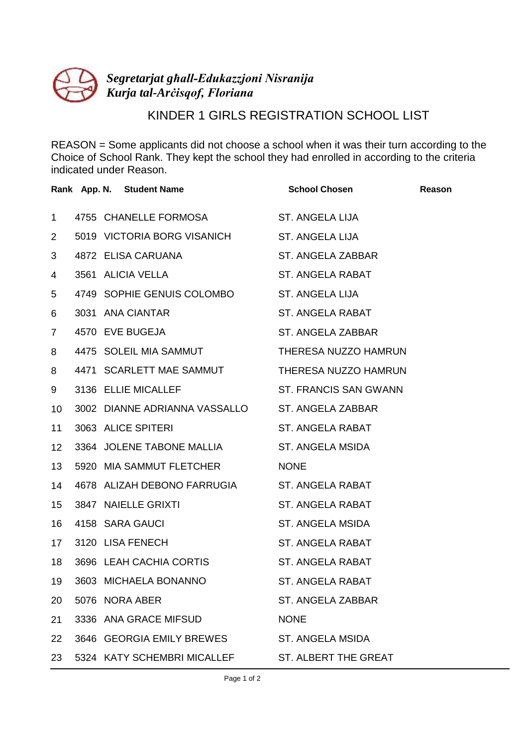*Segretarjat għall-Edukazzjoni Nisranija*
*Kurja tal-Arċisqof, Floriana*

# KINDER 1 GIRLS REGISTRATION SCHOOL LIST

REASON = Some applicants did not choose a school when it was their turn according to the Choice of School Rank. They kept the school they had enrolled in according to the criteria indicated under Reason.

| Rank | App. N. | Student Name | School Chosen | Reason |
|---|---|---|---|---|
| 1 | 4755 | CHANELLE FORMOSA | ST. ANGELA LIJA | |
| 2 | 5019 | VICTORIA BORG VISANICH | ST. ANGELA LIJA | |
| 3 | 4872 | ELISA CARUANA | ST. ANGELA ZABBAR | |
| 4 | 3561 | ALICIA VELLA | ST. ANGELA RABAT | |
| 5 | 4749 | SOPHIE GENUIS COLOMBO | ST. ANGELA LIJA | |
| 6 | 3031 | ANA CIANTAR | ST. ANGELA RABAT | |
| 7 | 4570 | EVE BUGEJA | ST. ANGELA ZABBAR | |
| 8 | 4475 | SOLEIL MIA SAMMUT | THERESA NUZZO HAMRUN | |
| 8 | 4471 | SCARLETT MAE SAMMUT | THERESA NUZZO HAMRUN | |
| 9 | 3136 | ELLIE MICALLEF | ST. FRANCIS SAN GWANN | |
| 10 | 3002 | DIANNE ADRIANNA VASSALLO | ST. ANGELA ZABBAR | |
| 11 | 3063 | ALICE SPITERI | ST. ANGELA RABAT | |
| 12 | 3364 | JOLENE TABONE MALLIA | ST. ANGELA MSIDA | |
| 13 | 5920 | MIA SAMMUT FLETCHER | NONE | |
| 14 | 4678 | ALIZAH DEBONO FARRUGIA | ST. ANGELA RABAT | |
| 15 | 3847 | NAIELLE GRIXTI | ST. ANGELA RABAT | |
| 16 | 4158 | SARA GAUCI | ST. ANGELA MSIDA | |
| 17 | 3120 | LISA FENECH | ST. ANGELA RABAT | |
| 18 | 3696 | LEAH CACHIA CORTIS | ST. ANGELA RABAT | |
| 19 | 3603 | MICHAELA BONANNO | ST. ANGELA RABAT | |
| 20 | 5076 | NORA ABER | ST. ANGELA ZABBAR | |
| 21 | 3336 | ANA GRACE MIFSUD | NONE | |
| 22 | 3646 | GEORGIA EMILY BREWES | ST. ANGELA MSIDA | |
| 23 | 5324 | KATY SCHEMBRI MICALLEF | ST. ALBERT THE GREAT | |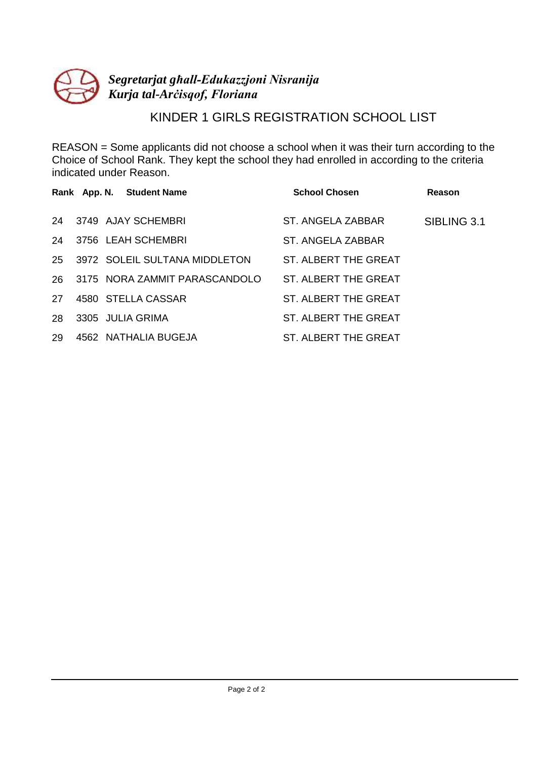*Segretarjat għall-Edukazzjoni Nisranija*
*Kurja tal-Arċisqof, Floriana*

## KINDER 1 GIRLS REGISTRATION SCHOOL LIST

REASON = Some applicants did not choose a school when it was their turn according to the Choice of School Rank. They kept the school they had enrolled in according to the criteria indicated under Reason.

| Rank | App. N. | Student Name | School Chosen | Reason |
|---|---|---|---|---|
| 24 | 3749 | AJAY SCHEMBRI | ST. ANGELA ZABBAR | SIBLING 3.1 |
| 24 | 3756 | LEAH SCHEMBRI | ST. ANGELA ZABBAR | |
| 25 | 3972 | SOLEIL SULTANA MIDDLETON | ST. ALBERT THE GREAT | |
| 26 | 3175 | NORA ZAMMIT PARASCANDOLO | ST. ALBERT THE GREAT | |
| 27 | 4580 | STELLA CASSAR | ST. ALBERT THE GREAT | |
| 28 | 3305 | JULIA GRIMA | ST. ALBERT THE GREAT | |
| 29 | 4562 | NATHALIA BUGEJA | ST. ALBERT THE GREAT | |